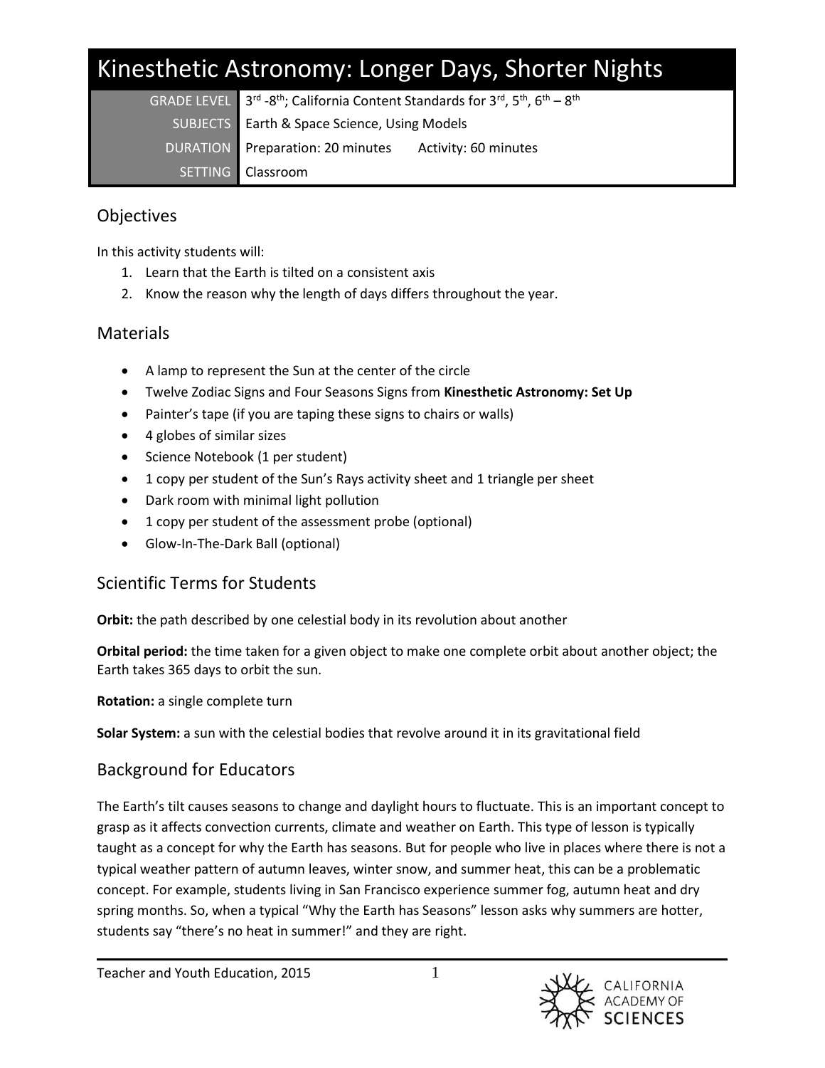# Kinesthetic Astronomy: Longer Days, Shorter Nights

| | |
|---|---|
| GRADE LEVEL | 3rd -8th; California Content Standards for 3rd, 5th, 6th – 8th |
| SUBJECTS | Earth & Space Science, Using Models |
| DURATION | Preparation: 20 minutes Activity: 60 minutes |
| SETTING | Classroom |

## Objectives

In this activity students will:

1. Learn that the Earth is tilted on a consistent axis
2. Know the reason why the length of days differs throughout the year.

## Materials

- A lamp to represent the Sun at the center of the circle
- Twelve Zodiac Signs and Four Seasons Signs from **Kinesthetic Astronomy: Set Up**
- Painter's tape (if you are taping these signs to chairs or walls)
- 4 globes of similar sizes
- Science Notebook (1 per student)
- 1 copy per student of the Sun's Rays activity sheet and 1 triangle per sheet
- Dark room with minimal light pollution
- 1 copy per student of the assessment probe (optional)
- Glow-In-The-Dark Ball (optional)

## Scientific Terms for Students

**Orbit:** the path described by one celestial body in its revolution about another

**Orbital period:** the time taken for a given object to make one complete orbit about another object; the Earth takes 365 days to orbit the sun.

**Rotation:** a single complete turn

**Solar System:** a sun with the celestial bodies that revolve around it in its gravitational field

## Background for Educators

The Earth's tilt causes seasons to change and daylight hours to fluctuate. This is an important concept to grasp as it affects convection currents, climate and weather on Earth. This type of lesson is typically taught as a concept for why the Earth has seasons. But for people who live in places where there is not a typical weather pattern of autumn leaves, winter snow, and summer heat, this can be a problematic concept. For example, students living in San Francisco experience summer fog, autumn heat and dry spring months. So, when a typical "Why the Earth has Seasons" lesson asks why summers are hotter, students say "there's no heat in summer!" and they are right.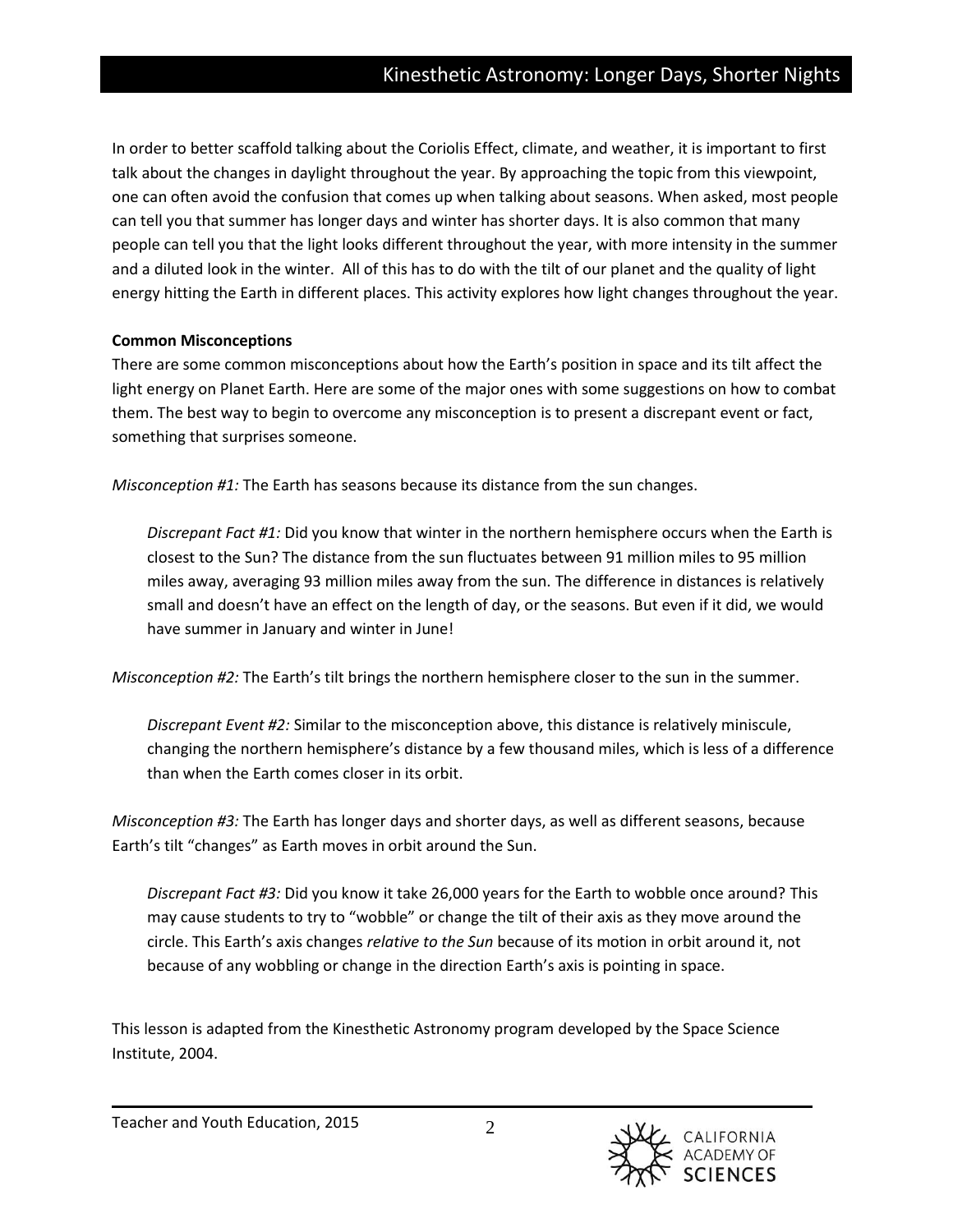In order to better scaffold talking about the Coriolis Effect, climate, and weather, it is important to first talk about the changes in daylight throughout the year. By approaching the topic from this viewpoint, one can often avoid the confusion that comes up when talking about seasons. When asked, most people can tell you that summer has longer days and winter has shorter days. It is also common that many people can tell you that the light looks different throughout the year, with more intensity in the summer and a diluted look in the winter. All of this has to do with the tilt of our planet and the quality of light energy hitting the Earth in different places. This activity explores how light changes throughout the year.

**Common Misconceptions**

There are some common misconceptions about how the Earth's position in space and its tilt affect the light energy on Planet Earth. Here are some of the major ones with some suggestions on how to combat them. The best way to begin to overcome any misconception is to present a discrepant event or fact, something that surprises someone.

*Misconception #1:* The Earth has seasons because its distance from the sun changes.

> *Discrepant Fact #1:* Did you know that winter in the northern hemisphere occurs when the Earth is closest to the Sun? The distance from the sun fluctuates between 91 million miles to 95 million miles away, averaging 93 million miles away from the sun. The difference in distances is relatively small and doesn't have an effect on the length of day, or the seasons. But even if it did, we would have summer in January and winter in June!

*Misconception #2:* The Earth's tilt brings the northern hemisphere closer to the sun in the summer.

> *Discrepant Event #2:* Similar to the misconception above, this distance is relatively miniscule, changing the northern hemisphere's distance by a few thousand miles, which is less of a difference than when the Earth comes closer in its orbit.

*Misconception #3:* The Earth has longer days and shorter days, as well as different seasons, because Earth's tilt "changes" as Earth moves in orbit around the Sun.

> *Discrepant Fact #3:* Did you know it take 26,000 years for the Earth to wobble once around? This may cause students to try to "wobble" or change the tilt of their axis as they move around the circle. This Earth's axis changes *relative to the Sun* because of its motion in orbit around it, not because of any wobbling or change in the direction Earth's axis is pointing in space.

This lesson is adapted from the Kinesthetic Astronomy program developed by the Space Science Institute, 2004.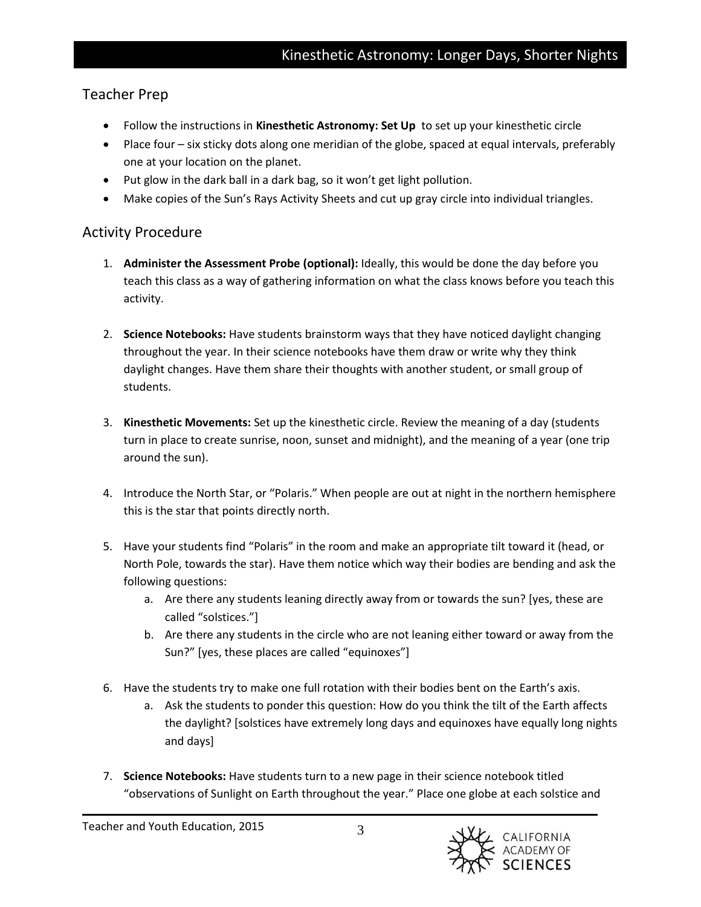## Teacher Prep

- Follow the instructions in **Kinesthetic Astronomy: Set Up** to set up your kinesthetic circle
- Place four – six sticky dots along one meridian of the globe, spaced at equal intervals, preferably one at your location on the planet.
- Put glow in the dark ball in a dark bag, so it won't get light pollution.
- Make copies of the Sun's Rays Activity Sheets and cut up gray circle into individual triangles.

## Activity Procedure

1. **Administer the Assessment Probe (optional):** Ideally, this would be done the day before you teach this class as a way of gathering information on what the class knows before you teach this activity.

2. **Science Notebooks:** Have students brainstorm ways that they have noticed daylight changing throughout the year. In their science notebooks have them draw or write why they think daylight changes. Have them share their thoughts with another student, or small group of students.

3. **Kinesthetic Movements:** Set up the kinesthetic circle. Review the meaning of a day (students turn in place to create sunrise, noon, sunset and midnight), and the meaning of a year (one trip around the sun).

4. Introduce the North Star, or "Polaris." When people are out at night in the northern hemisphere this is the star that points directly north.

5. Have your students find "Polaris" in the room and make an appropriate tilt toward it (head, or North Pole, towards the star). Have them notice which way their bodies are bending and ask the following questions:
   a. Are there any students leaning directly away from or towards the sun? [yes, these are called "solstices."]
   b. Are there any students in the circle who are not leaning either toward or away from the Sun?" [yes, these places are called "equinoxes"]

6. Have the students try to make one full rotation with their bodies bent on the Earth's axis.
   a. Ask the students to ponder this question: How do you think the tilt of the Earth affects the daylight? [solstices have extremely long days and equinoxes have equally long nights and days]

7. **Science Notebooks:** Have students turn to a new page in their science notebook titled "observations of Sunlight on Earth throughout the year." Place one globe at each solstice and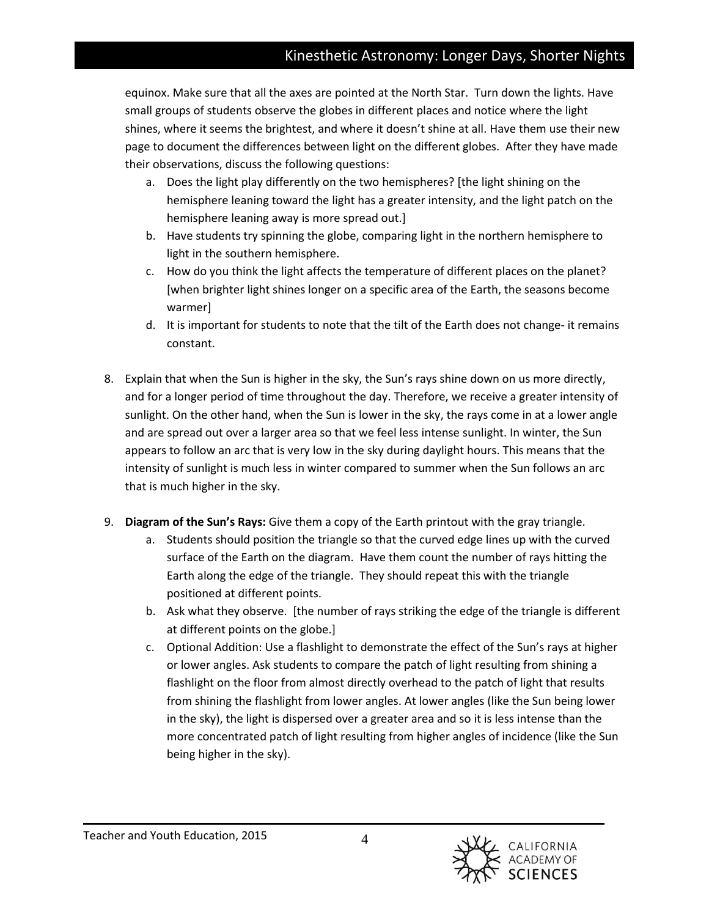equinox. Make sure that all the axes are pointed at the North Star. Turn down the lights. Have small groups of students observe the globes in different places and notice where the light shines, where it seems the brightest, and where it doesn't shine at all. Have them use their new page to document the differences between light on the different globes. After they have made their observations, discuss the following questions:

   a. Does the light play differently on the two hemispheres? [the light shining on the hemisphere leaning toward the light has a greater intensity, and the light patch on the hemisphere leaning away is more spread out.]
   b. Have students try spinning the globe, comparing light in the northern hemisphere to light in the southern hemisphere.
   c. How do you think the light affects the temperature of different places on the planet? [when brighter light shines longer on a specific area of the Earth, the seasons become warmer]
   d. It is important for students to note that the tilt of the Earth does not change- it remains constant.

8. Explain that when the Sun is higher in the sky, the Sun's rays shine down on us more directly, and for a longer period of time throughout the day. Therefore, we receive a greater intensity of sunlight. On the other hand, when the Sun is lower in the sky, the rays come in at a lower angle and are spread out over a larger area so that we feel less intense sunlight. In winter, the Sun appears to follow an arc that is very low in the sky during daylight hours. This means that the intensity of sunlight is much less in winter compared to summer when the Sun follows an arc that is much higher in the sky.

9. **Diagram of the Sun's Rays:** Give them a copy of the Earth printout with the gray triangle.
   a. Students should position the triangle so that the curved edge lines up with the curved surface of the Earth on the diagram. Have them count the number of rays hitting the Earth along the edge of the triangle. They should repeat this with the triangle positioned at different points.
   b. Ask what they observe. [the number of rays striking the edge of the triangle is different at different points on the globe.]
   c. Optional Addition: Use a flashlight to demonstrate the effect of the Sun's rays at higher or lower angles. Ask students to compare the patch of light resulting from shining a flashlight on the floor from almost directly overhead to the patch of light that results from shining the flashlight from lower angles. At lower angles (like the Sun being lower in the sky), the light is dispersed over a greater area and so it is less intense than the more concentrated patch of light resulting from higher angles of incidence (like the Sun being higher in the sky).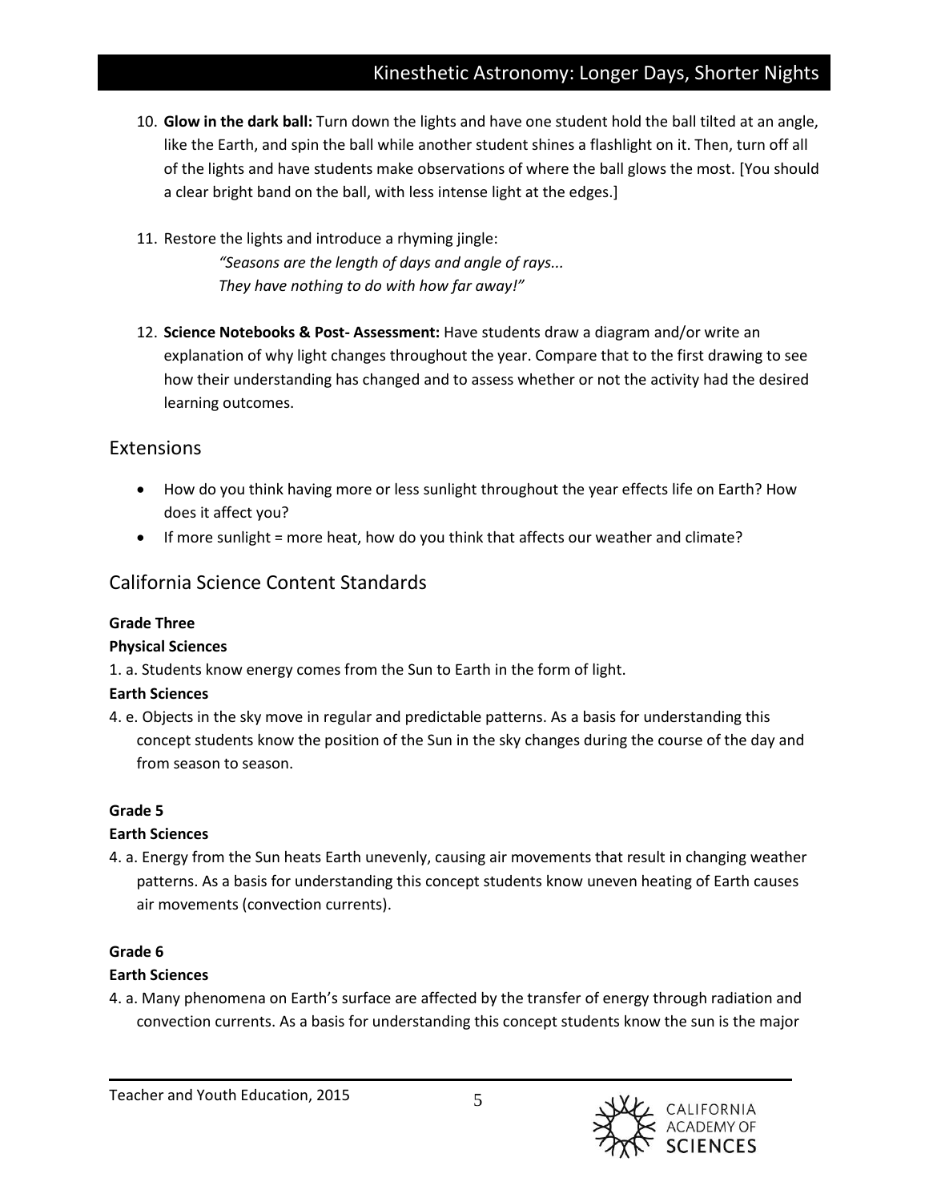10. **Glow in the dark ball:** Turn down the lights and have one student hold the ball tilted at an angle, like the Earth, and spin the ball while another student shines a flashlight on it. Then, turn off all of the lights and have students make observations of where the ball glows the most. [You should a clear bright band on the ball, with less intense light at the edges.]

11. Restore the lights and introduce a rhyming jingle:

    *"Seasons are the length of days and angle of rays...*
    *They have nothing to do with how far away!"*

12. **Science Notebooks & Post- Assessment:** Have students draw a diagram and/or write an explanation of why light changes throughout the year. Compare that to the first drawing to see how their understanding has changed and to assess whether or not the activity had the desired learning outcomes.

## Extensions

- How do you think having more or less sunlight throughout the year effects life on Earth? How does it affect you?
- If more sunlight = more heat, how do you think that affects our weather and climate?

## California Science Content Standards

**Grade Three**

**Physical Sciences**

1. a. Students know energy comes from the Sun to Earth in the form of light.

**Earth Sciences**

4. e. Objects in the sky move in regular and predictable patterns. As a basis for understanding this concept students know the position of the Sun in the sky changes during the course of the day and from season to season.

**Grade 5**

**Earth Sciences**

4. a. Energy from the Sun heats Earth unevenly, causing air movements that result in changing weather patterns. As a basis for understanding this concept students know uneven heating of Earth causes air movements (convection currents).

**Grade 6**

**Earth Sciences**

4. a. Many phenomena on Earth's surface are affected by the transfer of energy through radiation and convection currents. As a basis for understanding this concept students know the sun is the major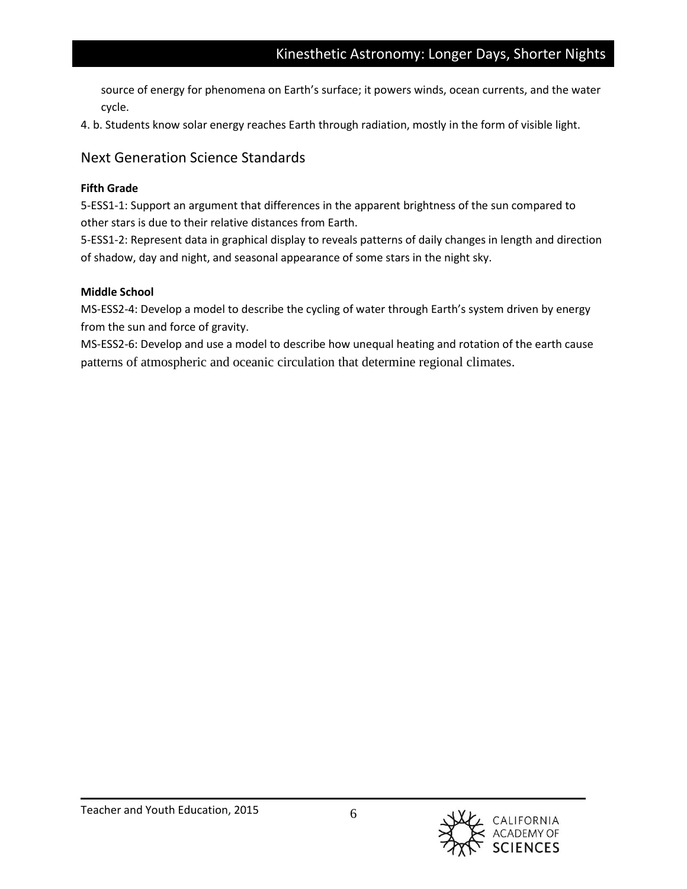source of energy for phenomena on Earth's surface; it powers winds, ocean currents, and the water cycle.

4. b. Students know solar energy reaches Earth through radiation, mostly in the form of visible light.

## Next Generation Science Standards

**Fifth Grade**

5-ESS1-1: Support an argument that differences in the apparent brightness of the sun compared to other stars is due to their relative distances from Earth.

5-ESS1-2: Represent data in graphical display to reveals patterns of daily changes in length and direction of shadow, day and night, and seasonal appearance of some stars in the night sky.

**Middle School**

MS-ESS2-4: Develop a model to describe the cycling of water through Earth's system driven by energy from the sun and force of gravity.

MS-ESS2-6: Develop and use a model to describe how unequal heating and rotation of the earth cause patterns of atmospheric and oceanic circulation that determine regional climates.